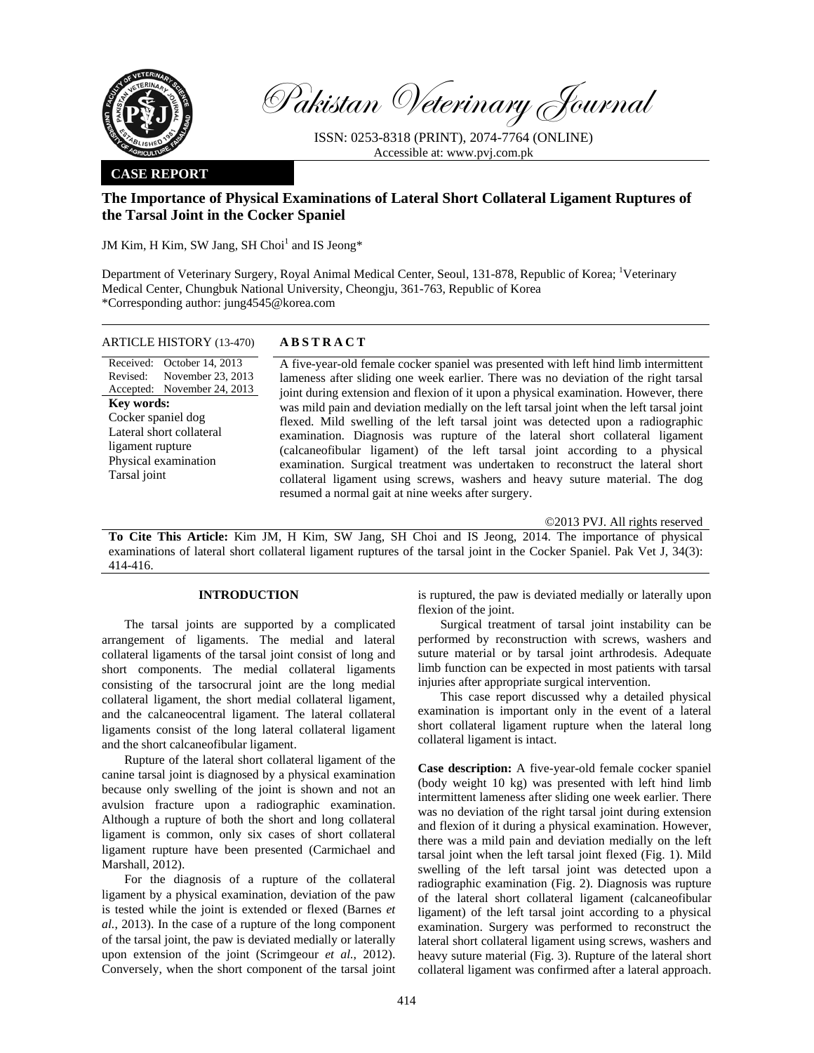# Pakistan Veterinary Journal

ISSN: 0253-8318 (PRINT), 2074-7764 (ONLINE)
Accessible at: www.pvj.com.pk

**CASE REPORT**

## The Importance of Physical Examinations of Lateral Short Collateral Ligament Ruptures of the Tarsal Joint in the Cocker Spaniel

JM Kim, H Kim, SW Jang, SH Choi[1] and IS Jeong*

Department of Veterinary Surgery, Royal Animal Medical Center, Seoul, 131-878, Republic of Korea; [1]Veterinary Medical Center, Chungbuk National University, Cheongju, 361-763, Republic of Korea
*Corresponding author: jung4545@korea.com

**ARTICLE HISTORY** (13-470)

Received: October 14, 2013
Revised: November 23, 2013
Accepted: November 24, 2013

**Key words:**
Cocker spaniel dog
Lateral short collateral ligament rupture
Physical examination
Tarsal joint

**ABSTRACT**

A five-year-old female cocker spaniel was presented with left hind limb intermittent lameness after sliding one week earlier. There was no deviation of the right tarsal joint during extension and flexion of it upon a physical examination. However, there was mild pain and deviation medially on the left tarsal joint when the left tarsal joint flexed. Mild swelling of the left tarsal joint was detected upon a radiographic examination. Diagnosis was rupture of the lateral short collateral ligament (calcaneofibular ligament) of the left tarsal joint according to a physical examination. Surgical treatment was undertaken to reconstruct the lateral short collateral ligament using screws, washers and heavy suture material. The dog resumed a normal gait at nine weeks after surgery.

©2013 PVJ. All rights reserved

**To Cite This Article:** Kim JM, H Kim, SW Jang, SH Choi and IS Jeong, 2014. The importance of physical examinations of lateral short collateral ligament ruptures of the tarsal joint in the Cocker Spaniel. Pak Vet J, 34(3): 414-416.

### INTRODUCTION

The tarsal joints are supported by a complicated arrangement of ligaments. The medial and lateral collateral ligaments of the tarsal joint consist of long and short components. The medial collateral ligaments consisting of the tarsocrural joint are the long medial collateral ligament, the short medial collateral ligament, and the calcaneocentral ligament. The lateral collateral ligaments consist of the long lateral collateral ligament and the short calcaneofibular ligament.

Rupture of the lateral short collateral ligament of the canine tarsal joint is diagnosed by a physical examination because only swelling of the joint is shown and not an avulsion fracture upon a radiographic examination. Although a rupture of both the short and long collateral ligament is common, only six cases of short collateral ligament rupture have been presented (Carmichael and Marshall, 2012).

For the diagnosis of a rupture of the collateral ligament by a physical examination, deviation of the paw is tested while the joint is extended or flexed (Barnes *et al.*, 2013). In the case of a rupture of the long component of the tarsal joint, the paw is deviated medially or laterally upon extension of the joint (Scrimgeour *et al.*, 2012). Conversely, when the short component of the tarsal joint is ruptured, the paw is deviated medially or laterally upon flexion of the joint.

Surgical treatment of tarsal joint instability can be performed by reconstruction with screws, washers and suture material or by tarsal joint arthrodesis. Adequate limb function can be expected in most patients with tarsal injuries after appropriate surgical intervention.

This case report discussed why a detailed physical examination is important only in the event of a lateral short collateral ligament rupture when the lateral long collateral ligament is intact.

**Case description:** A five-year-old female cocker spaniel (body weight 10 kg) was presented with left hind limb intermittent lameness after sliding one week earlier. There was no deviation of the right tarsal joint during extension and flexion of it during a physical examination. However, there was a mild pain and deviation medially on the left tarsal joint when the left tarsal joint flexed (Fig. 1). Mild swelling of the left tarsal joint was detected upon a radiographic examination (Fig. 2). Diagnosis was rupture of the lateral short collateral ligament (calcaneofibular ligament) of the left tarsal joint according to a physical examination. Surgery was performed to reconstruct the lateral short collateral ligament using screws, washers and heavy suture material (Fig. 3). Rupture of the lateral short collateral ligament was confirmed after a lateral approach.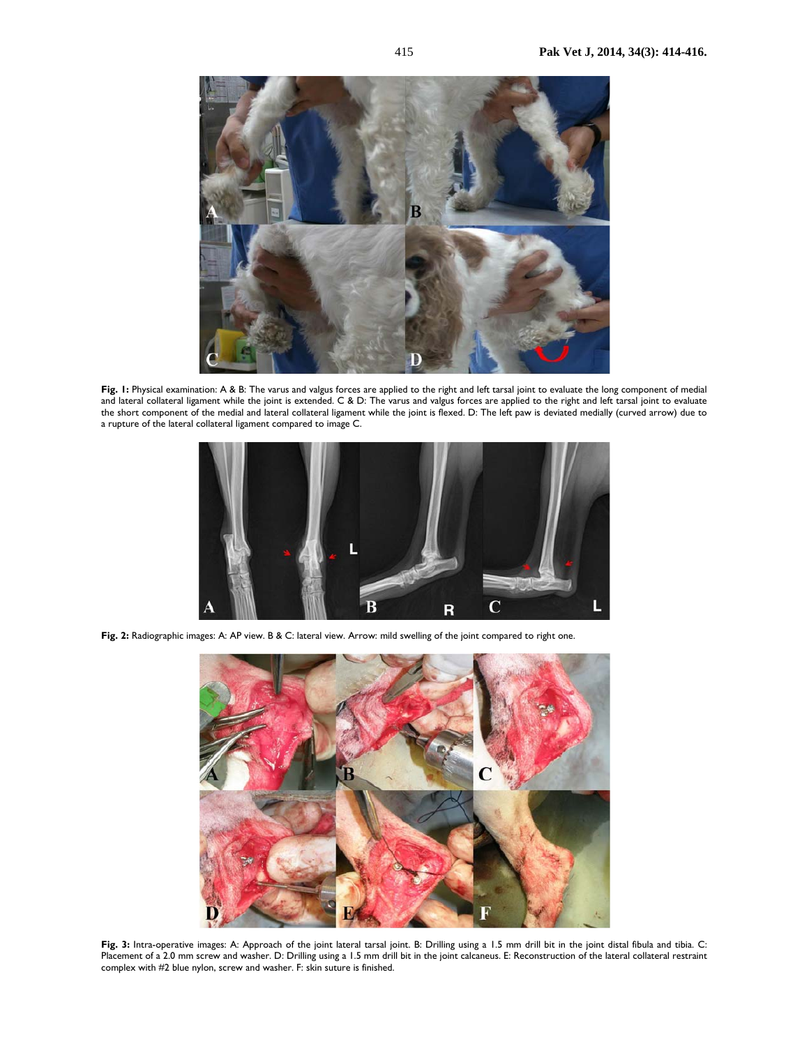**Fig. 1:** Physical examination: A & B: The varus and valgus forces are applied to the right and left tarsal joint to evaluate the long component of medial and lateral collateral ligament while the joint is extended. C & D: The varus and valgus forces are applied to the right and left tarsal joint to evaluate the short component of the medial and lateral collateral ligament while the joint is flexed. D: The left paw is deviated medially (curved arrow) due to a rupture of the lateral collateral ligament compared to image C.

**Fig. 2:** Radiographic images: A: AP view. B & C: lateral view. Arrow: mild swelling of the joint compared to right one.

**Fig. 3:** Intra-operative images: A: Approach of the joint lateral tarsal joint. B: Drilling using a 1.5 mm drill bit in the joint distal fibula and tibia. C: Placement of a 2.0 mm screw and washer. D: Drilling using a 1.5 mm drill bit in the joint calcaneus. E: Reconstruction of the lateral collateral restraint complex with #2 blue nylon, screw and washer. F: skin suture is finished.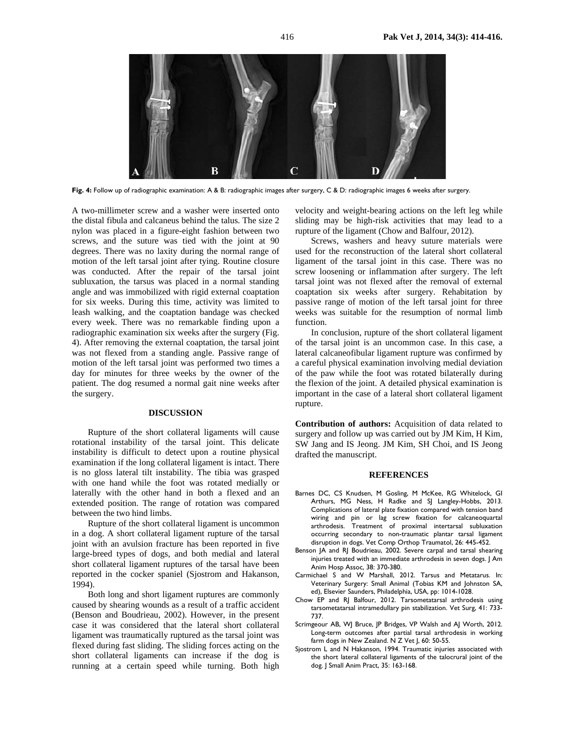Fig. 4: Follow up of radiographic examination: A & B: radiographic images after surgery, C & D: radiographic images 6 weeks after surgery.

A two-millimeter screw and a washer were inserted onto the distal fibula and calcaneus behind the talus. The size 2 nylon was placed in a figure-eight fashion between two screws, and the suture was tied with the joint at 90 degrees. There was no laxity during the normal range of motion of the left tarsal joint after tying. Routine closure was conducted. After the repair of the tarsal joint subluxation, the tarsus was placed in a normal standing angle and was immobilized with rigid external coaptation for six weeks. During this time, activity was limited to leash walking, and the coaptation bandage was checked every week. There was no remarkable finding upon a radiographic examination six weeks after the surgery (Fig. 4). After removing the external coaptation, the tarsal joint was not flexed from a standing angle. Passive range of motion of the left tarsal joint was performed two times a day for minutes for three weeks by the owner of the patient. The dog resumed a normal gait nine weeks after the surgery.

## DISCUSSION

Rupture of the short collateral ligaments will cause rotational instability of the tarsal joint. This delicate instability is difficult to detect upon a routine physical examination if the long collateral ligament is intact. There is no gloss lateral tilt instability. The tibia was grasped with one hand while the foot was rotated medially or laterally with the other hand in both a flexed and an extended position. The range of rotation was compared between the two hind limbs.

Rupture of the short collateral ligament is uncommon in a dog. A short collateral ligament rupture of the tarsal joint with an avulsion fracture has been reported in five large-breed types of dogs, and both medial and lateral short collateral ligament ruptures of the tarsal have been reported in the cocker spaniel (Sjostrom and Hakanson, 1994).

Both long and short ligament ruptures are commonly caused by shearing wounds as a result of a traffic accident (Benson and Boudrieau, 2002). However, in the present case it was considered that the lateral short collateral ligament was traumatically ruptured as the tarsal joint was flexed during fast sliding. The sliding forces acting on the short collateral ligaments can increase if the dog is running at a certain speed while turning. Both high velocity and weight-bearing actions on the left leg while sliding may be high-risk activities that may lead to a rupture of the ligament (Chow and Balfour, 2012).

Screws, washers and heavy suture materials were used for the reconstruction of the lateral short collateral ligament of the tarsal joint in this case. There was no screw loosening or inflammation after surgery. The left tarsal joint was not flexed after the removal of external coaptation six weeks after surgery. Rehabitation by passive range of motion of the left tarsal joint for three weeks was suitable for the resumption of normal limb function.

In conclusion, rupture of the short collateral ligament of the tarsal joint is an uncommon case. In this case, a lateral calcaneofibular ligament rupture was confirmed by a careful physical examination involving medial deviation of the paw while the foot was rotated bilaterally during the flexion of the joint. A detailed physical examination is important in the case of a lateral short collateral ligament rupture.

**Contribution of authors:** Acquisition of data related to surgery and follow up was carried out by JM Kim, H Kim, SW Jang and IS Jeong. JM Kim, SH Choi, and IS Jeong drafted the manuscript.

## REFERENCES

- Barnes DC, CS Knudsen, M Gosling, M McKee, RG Whitelock, GI Arthurs, MG Ness, H Radke and SJ Langley-Hobbs, 2013. Complications of lateral plate fixation compared with tension band wiring and pin or lag screw fixation for calcaneoquartal arthrodesis. Treatment of proximal intertarsal subluxation occurring secondary to non-traumatic plantar tarsal ligament disruption in dogs. Vet Comp Orthop Traumatol, 26: 445-452.
- Benson JA and RJ Boudrieau, 2002. Severe carpal and tarsal shearing injuries treated with an immediate arthrodesis in seven dogs. J Am Anim Hosp Assoc, 38: 370-380.
- Carmichael S and W Marshall, 2012. Tarsus and Metatarus. In: Veterinary Surgery: Small Animal (Tobias KM and Johnston SA, ed), Elsevier Saunders, Philadelphia, USA, pp: 1014-1028.
- Chow EP and RJ Balfour, 2012. Tarsometatarsal arthrodesis using tarsometatarsal intramedullary pin stabilization. Vet Surg, 41: 733-737.
- Scrimgeour AB, WJ Bruce, JP Bridges, VP Walsh and AJ Worth, 2012. Long-term outcomes after partial tarsal arthrodesis in working farm dogs in New Zealand. N Z Vet J, 60: 50-55.
- Sjostrom L and N Hakanson, 1994. Traumatic injuries associated with the short lateral collateral ligaments of the talocrural joint of the dog. J Small Anim Pract, 35: 163-168.